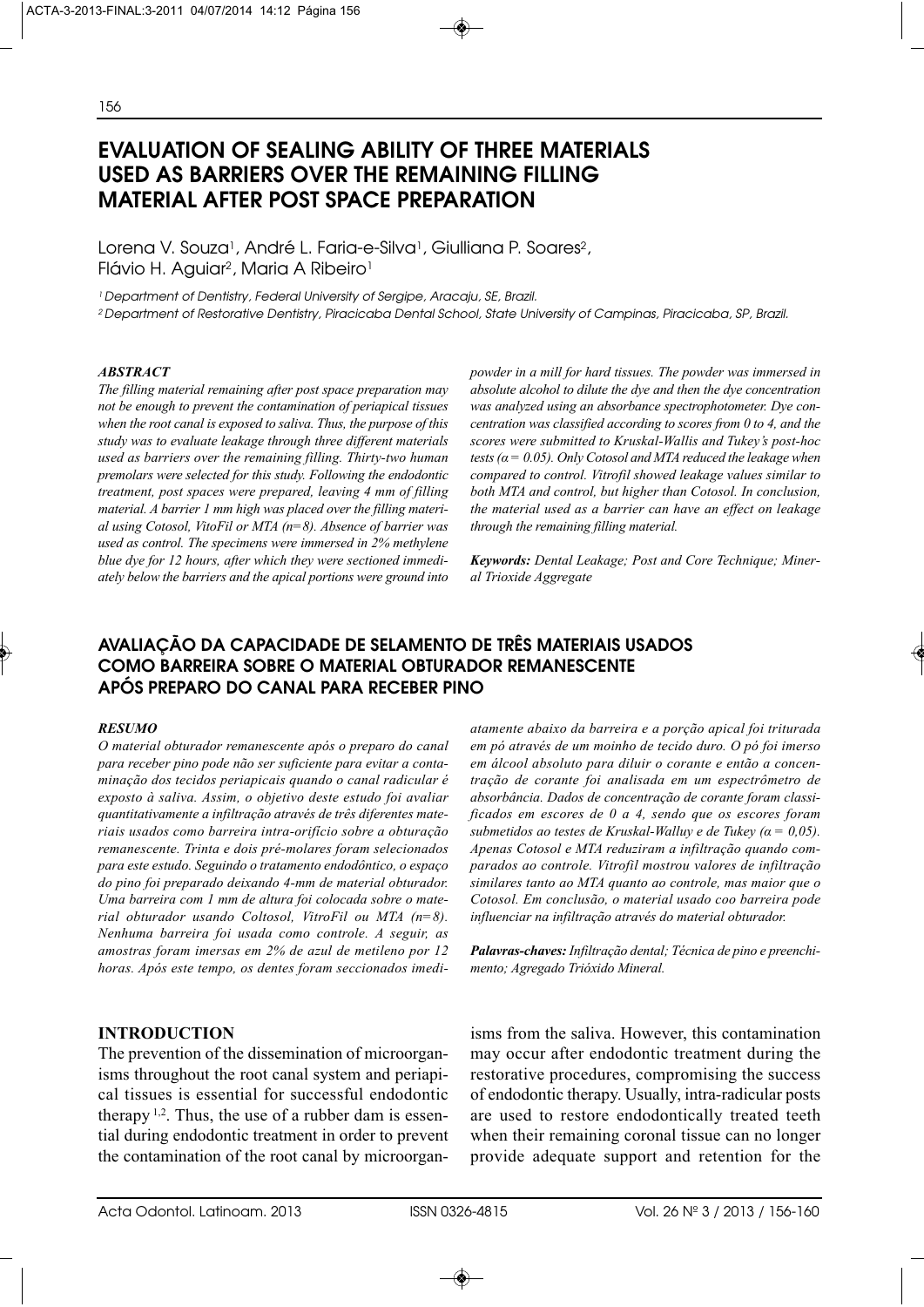# EVALUATION OF SEALING ABILITY OF THREE MATERIALS USED AS BARRIERS OVER THE REMAINING FILLING MATERIAL AFTER POST SPACE PREPARATION

Lorena V. Souza[1], André L. Faria-e-Silva[1], Giulliana P. Soares[2], Flávio H. Aguiar[2], Maria A Ribeiro[1]

[1] *Department of Dentistry, Federal University of Sergipe, Aracaju, SE, Brazil.*

[2] *Department of Restorative Dentistry, Piracicaba Dental School, State University of Campinas, Piracicaba, SP, Brazil.*

### ABSTRACT

*The filling material remaining after post space preparation may not be enough to prevent the contamination of periapical tissues when the root canal is exposed to saliva. Thus, the purpose of this study was to evaluate leakage through three different materials used as barriers over the remaining filling. Thirty-two human premolars were selected for this study. Following the endodontic treatment, post spaces were prepared, leaving 4 mm of filling material. A barrier 1 mm high was placed over the filling material using Cotosol, VitoFil or MTA (n=8). Absence of barrier was used as control. The specimens were immersed in 2% methylene blue dye for 12 hours, after which they were sectioned immediately below the barriers and the apical portions were ground into powder in a mill for hard tissues. The powder was immersed in absolute alcohol to dilute the dye and then the dye concentration was analyzed using an absorbance spectrophotometer. Dye concentration was classified according to scores from 0 to 4, and the scores were submitted to Kruskal-Wallis and Tukey's post-hoc tests ($\alpha = 0.05$). Only Cotosol and MTA reduced the leakage when compared to control. Vitrofil showed leakage values similar to both MTA and control, but higher than Cotosol. In conclusion, the material used as a barrier can have an effect on leakage through the remaining filling material.*

***Keywords:*** *Dental Leakage; Post and Core Technique; Mineral Trioxide Aggregate*

# AVALIAÇÃO DA CAPACIDADE DE SELAMENTO DE TRÊS MATERIAIS USADOS COMO BARREIRA SOBRE O MATERIAL OBTURADOR REMANESCENTE APÓS PREPARO DO CANAL PARA RECEBER PINO

### RESUMO

*O material obturador remanescente após o preparo do canal para receber pino pode não ser suficiente para evitar a contaminação dos tecidos periapicais quando o canal radicular é exposto à saliva. Assim, o objetivo deste estudo foi avaliar quantitativamente a infiltração através de três diferentes materiais usados como barreira intra-orifício sobre a obturação remanescente. Trinta e dois pré-molares foram selecionados para este estudo. Seguindo o tratamento endodôntico, o espaço do pino foi preparado deixando 4-mm de material obturador. Uma barreira com 1 mm de altura foi colocada sobre o material obturador usando Coltosol, VitroFil ou MTA (n=8). Nenhuma barreira foi usada como controle. A seguir, as amostras foram imersas em 2% de azul de metileno por 12 horas. Após este tempo, os dentes foram seccionados imediatamente abaixo da barreira e a porção apical foi triturada em pó através de um moinho de tecido duro. O pó foi imerso em álcool absoluto para diluir o corante e então a concentração de corante foi analisada em um espectrômetro de absorbância. Dados de concentração de corante foram classificados em escores de 0 a 4, sendo que os escores foram submetidos aos testes de Kruskal-Walluy e de Tukey ($\alpha = 0,05$). Apenas Cotosol e MTA reduziram a infiltração quando comparados ao controle. Vitrofil mostrou valores de infiltração similares tanto ao MTA quanto ao controle, mas maior que o Cotosol. Em conclusão, o material usado coo barreira pode influenciar na infiltração através do material obturador.*

***Palavras-chaves:*** *Infiltração dental; Técnica de pino e preenchimento; Agregado Trióxido Mineral.*

## INTRODUCTION

The prevention of the dissemination of microorganisms throughout the root canal system and periapical tissues is essential for successful endodontic therapy [1,2]. Thus, the use of a rubber dam is essential during endodontic treatment in order to prevent the contamination of the root canal by microorganisms from the saliva. However, this contamination may occur after endodontic treatment during the restorative procedures, compromising the success of endodontic therapy. Usually, intra-radicular posts are used to restore endodontically treated teeth when their remaining coronal tissue can no longer provide adequate support and retention for the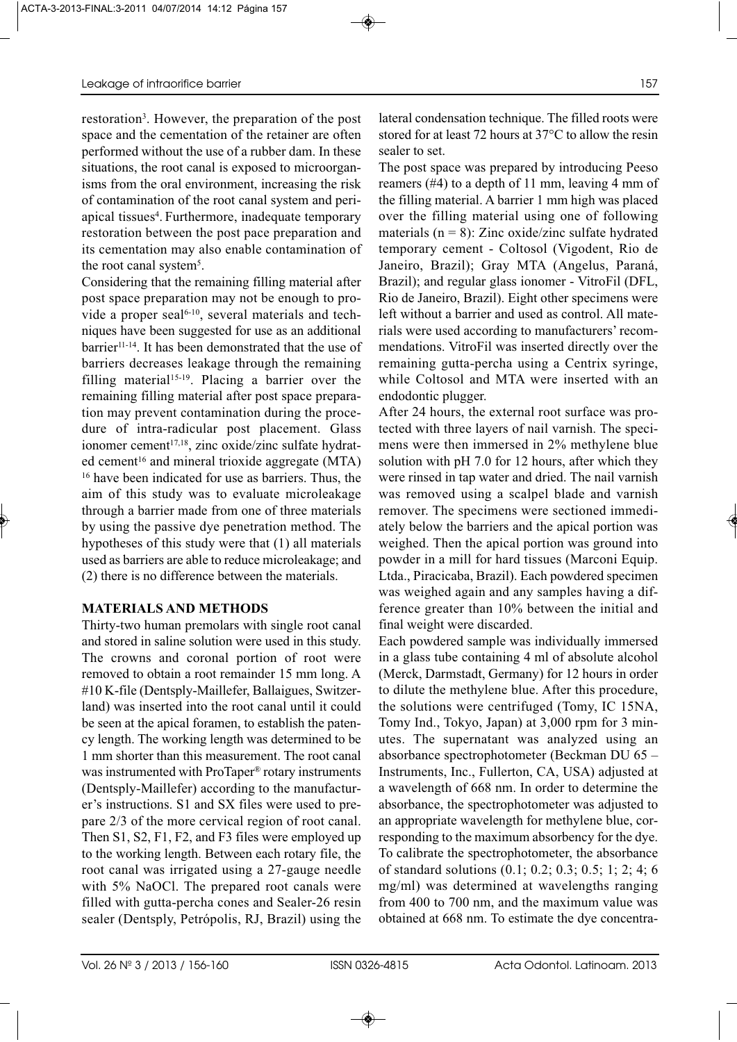restoration[3]. However, the preparation of the post space and the cementation of the retainer are often performed without the use of a rubber dam. In these situations, the root canal is exposed to microorganisms from the oral environment, increasing the risk of contamination of the root canal system and periapical tissues[4]. Furthermore, inadequate temporary restoration between the post pace preparation and its cementation may also enable contamination of the root canal system[5].

Considering that the remaining filling material after post space preparation may not be enough to provide a proper seal[6-10], several materials and techniques have been suggested for use as an additional barrier[11-14]. It has been demonstrated that the use of barriers decreases leakage through the remaining filling material[15-19]. Placing a barrier over the remaining filling material after post space preparation may prevent contamination during the procedure of intra-radicular post placement. Glass ionomer cement[17,18], zinc oxide/zinc sulfate hydrated cement[16] and mineral trioxide aggregate (MTA)[16] have been indicated for use as barriers. Thus, the aim of this study was to evaluate microleakage through a barrier made from one of three materials by using the passive dye penetration method. The hypotheses of this study were that (1) all materials used as barriers are able to reduce microleakage; and (2) there is no difference between the materials.

## MATERIALS AND METHODS

Thirty-two human premolars with single root canal and stored in saline solution were used in this study. The crowns and coronal portion of root were removed to obtain a root remainder 15 mm long. A #10 K-file (Dentsply-Maillefer, Ballaigues, Switzerland) was inserted into the root canal until it could be seen at the apical foramen, to establish the patency length. The working length was determined to be 1 mm shorter than this measurement. The root canal was instrumented with ProTaper® rotary instruments (Dentsply-Maillefer) according to the manufacturer's instructions. S1 and SX files were used to prepare 2/3 of the more cervical region of root canal. Then S1, S2, F1, F2, and F3 files were employed up to the working length. Between each rotary file, the root canal was irrigated using a 27-gauge needle with 5% NaOCl. The prepared root canals were filled with gutta-percha cones and Sealer-26 resin sealer (Dentsply, Petrópolis, RJ, Brazil) using the lateral condensation technique. The filled roots were stored for at least 72 hours at 37°C to allow the resin sealer to set.

The post space was prepared by introducing Peeso reamers (#4) to a depth of 11 mm, leaving 4 mm of the filling material. A barrier 1 mm high was placed over the filling material using one of following materials (n = 8): Zinc oxide/zinc sulfate hydrated temporary cement - Coltosol (Vigodent, Rio de Janeiro, Brazil); Gray MTA (Angelus, Paraná, Brazil); and regular glass ionomer - VitroFil (DFL, Rio de Janeiro, Brazil). Eight other specimens were left without a barrier and used as control. All materials were used according to manufacturers' recommendations. VitroFil was inserted directly over the remaining gutta-percha using a Centrix syringe, while Coltosol and MTA were inserted with an endodontic plugger.

After 24 hours, the external root surface was protected with three layers of nail varnish. The specimens were then immersed in 2% methylene blue solution with pH 7.0 for 12 hours, after which they were rinsed in tap water and dried. The nail varnish was removed using a scalpel blade and varnish remover. The specimens were sectioned immediately below the barriers and the apical portion was weighed. Then the apical portion was ground into powder in a mill for hard tissues (Marconi Equip. Ltda., Piracicaba, Brazil). Each powdered specimen was weighed again and any samples having a difference greater than 10% between the initial and final weight were discarded.

Each powdered sample was individually immersed in a glass tube containing 4 ml of absolute alcohol (Merck, Darmstadt, Germany) for 12 hours in order to dilute the methylene blue. After this procedure, the solutions were centrifuged (Tomy, IC 15NA, Tomy Ind., Tokyo, Japan) at 3,000 rpm for 3 minutes. The supernatant was analyzed using an absorbance spectrophotometer (Beckman DU 65 – Instruments, Inc., Fullerton, CA, USA) adjusted at a wavelength of 668 nm. In order to determine the absorbance, the spectrophotometer was adjusted to an appropriate wavelength for methylene blue, corresponding to the maximum absorbency for the dye. To calibrate the spectrophotometer, the absorbance of standard solutions (0.1; 0.2; 0.3; 0.5; 1; 2; 4; 6 mg/ml) was determined at wavelengths ranging from 400 to 700 nm, and the maximum value was obtained at 668 nm. To estimate the dye concentra-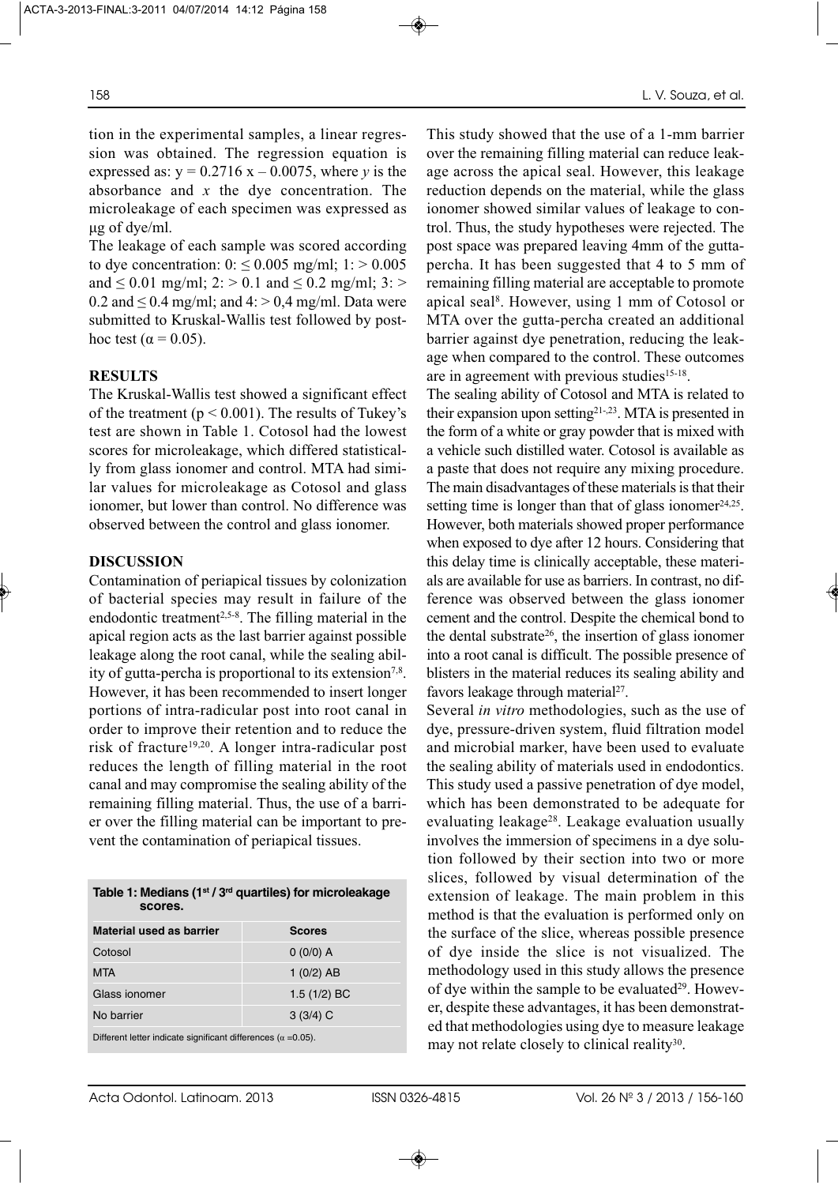tion in the experimental samples, a linear regression was obtained. The regression equation is expressed as: $y = 0.2716\ x – 0.0075$, where $y$ is the absorbance and $x$ the dye concentration. The microleakage of each specimen was expressed as µg of dye/ml.

The leakage of each sample was scored according to dye concentration: 0: ≤ 0.005 mg/ml; 1: > 0.005 and ≤ 0.01 mg/ml; 2: > 0.1 and ≤ 0.2 mg/ml; 3: > 0.2 and ≤ 0.4 mg/ml; and 4: > 0,4 mg/ml. Data were submitted to Kruskal-Wallis test followed by post-hoc test ($\alpha = 0.05$).

## RESULTS

The Kruskal-Wallis test showed a significant effect of the treatment ($p < 0.001$). The results of Tukey's test are shown in Table 1. Cotosol had the lowest scores for microleakage, which differed statistically from glass ionomer and control. MTA had similar values for microleakage as Cotosol and glass ionomer, but lower than control. No difference was observed between the control and glass ionomer.

## DISCUSSION

Contamination of periapical tissues by colonization of bacterial species may result in failure of the endodontic treatment[2,5-8]. The filling material in the apical region acts as the last barrier against possible leakage along the root canal, while the sealing ability of gutta-percha is proportional to its extension[7,8]. However, it has been recommended to insert longer portions of intra-radicular post into root canal in order to improve their retention and to reduce the risk of fracture[19,20]. A longer intra-radicular post reduces the length of filling material in the root canal and may compromise the sealing ability of the remaining filling material. Thus, the use of a barrier over the filling material can be important to prevent the contamination of periapical tissues.

**Table 1: Medians (1st / 3rd quartiles) for microleakage scores.**

| Material used as barrier | Scores |
|---|---|
| Cotosol | 0 (0/0) A |
| MTA | 1 (0/2) AB |
| Glass ionomer | 1.5 (1/2) BC |
| No barrier | 3 (3/4) C |

Different letter indicate significant differences ($\alpha$ =0.05).

This study showed that the use of a 1-mm barrier over the remaining filling material can reduce leakage across the apical seal. However, this leakage reduction depends on the material, while the glass ionomer showed similar values of leakage to control. Thus, the study hypotheses were rejected. The post space was prepared leaving 4mm of the gutta-percha. It has been suggested that 4 to 5 mm of remaining filling material are acceptable to promote apical seal[8]. However, using 1 mm of Cotosol or MTA over the gutta-percha created an additional barrier against dye penetration, reducing the leakage when compared to the control. These outcomes are in agreement with previous studies[15-18].

The sealing ability of Cotosol and MTA is related to their expansion upon setting[21-23]. MTA is presented in the form of a white or gray powder that is mixed with a vehicle such distilled water. Cotosol is available as a paste that does not require any mixing procedure. The main disadvantages of these materials is that their setting time is longer than that of glass ionomer[24,25]. However, both materials showed proper performance when exposed to dye after 12 hours. Considering that this delay time is clinically acceptable, these materials are available for use as barriers. In contrast, no difference was observed between the glass ionomer cement and the control. Despite the chemical bond to the dental substrate[26], the insertion of glass ionomer into a root canal is difficult. The possible presence of blisters in the material reduces its sealing ability and favors leakage through material[27].

Several *in vitro* methodologies, such as the use of dye, pressure-driven system, fluid filtration model and microbial marker, have been used to evaluate the sealing ability of materials used in endodontics. This study used a passive penetration of dye model, which has been demonstrated to be adequate for evaluating leakage[28]. Leakage evaluation usually involves the immersion of specimens in a dye solution followed by their section into two or more slices, followed by visual determination of the extension of leakage. The main problem in this method is that the evaluation is performed only on the surface of the slice, whereas possible presence of dye inside the slice is not visualized. The methodology used in this study allows the presence of dye within the sample to be evaluated[29]. However, despite these advantages, it has been demonstrated that methodologies using dye to measure leakage may not relate closely to clinical reality[30].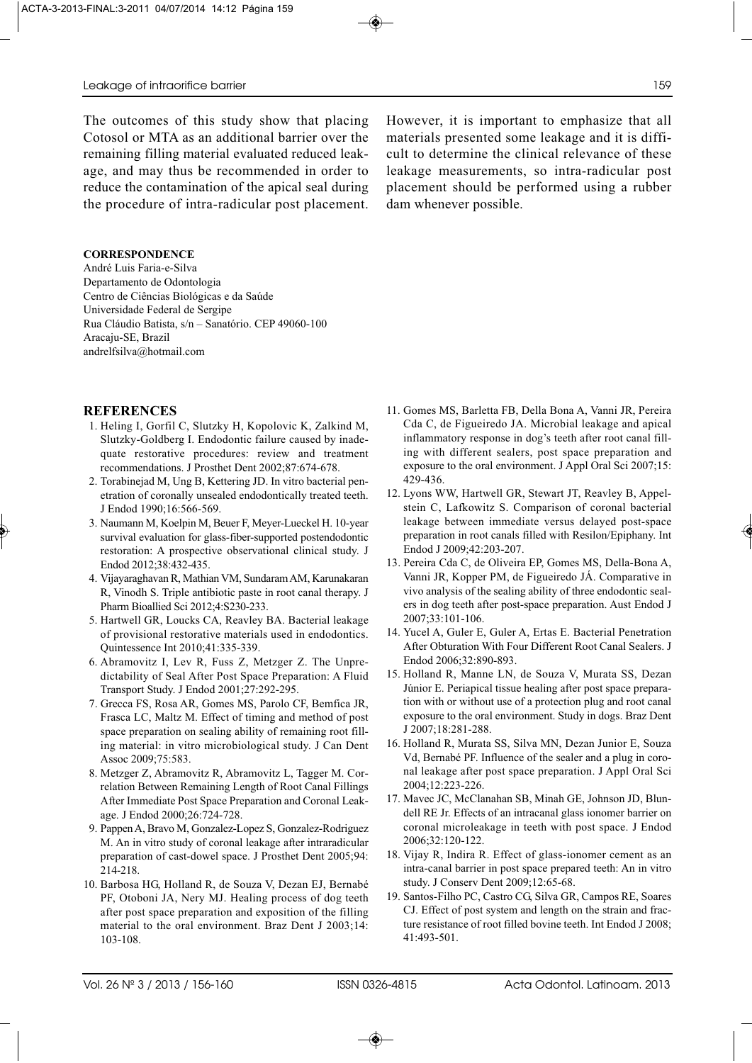The outcomes of this study show that placing Cotosol or MTA as an additional barrier over the remaining filling material evaluated reduced leakage, and may thus be recommended in order to reduce the contamination of the apical seal during the procedure of intra-radicular post placement. However, it is important to emphasize that all materials presented some leakage and it is difficult to determine the clinical relevance of these leakage measurements, so intra-radicular post placement should be performed using a rubber dam whenever possible.

**CORRESPONDENCE**

André Luis Faria-e-Silva
Departamento de Odontologia
Centro de Ciências Biológicas e da Saúde
Universidade Federal de Sergipe
Rua Cláudio Batista, s/n – Sanatório. CEP 49060-100
Aracaju-SE, Brazil
andrelfsilva@hotmail.com

## REFERENCES

1. Heling I, Gorfil C, Slutzky H, Kopolovic K, Zalkind M, Slutzky-Goldberg I. Endodontic failure caused by inadequate restorative procedures: review and treatment recommendations. J Prosthet Dent 2002;87:674-678.
2. Torabinejad M, Ung B, Kettering JD. In vitro bacterial penetration of coronally unsealed endodontically treated teeth. J Endod 1990;16:566-569.
3. Naumann M, Koelpin M, Beuer F, Meyer-Lueckel H. 10-year survival evaluation for glass-fiber-supported postendodontic restoration: A prospective observational clinical study. J Endod 2012;38:432-435.
4. Vijayaraghavan R, Mathian VM, Sundaram AM, Karunakaran R, Vinodh S. Triple antibiotic paste in root canal therapy. J Pharm Bioallied Sci 2012;4:S230-233.
5. Hartwell GR, Loucks CA, Reavley BA. Bacterial leakage of provisional restorative materials used in endodontics. Quintessence Int 2010;41:335-339.
6. Abramovitz I, Lev R, Fuss Z, Metzger Z. The Unpredictability of Seal After Post Space Preparation: A Fluid Transport Study. J Endod 2001;27:292-295.
7. Grecca FS, Rosa AR, Gomes MS, Parolo CF, Bemfica JR, Frasca LC, Maltz M. Effect of timing and method of post space preparation on sealing ability of remaining root filling material: in vitro microbiological study. J Can Dent Assoc 2009;75:583.
8. Metzger Z, Abramovitz R, Abramovitz L, Tagger M. Correlation Between Remaining Length of Root Canal Fillings After Immediate Post Space Preparation and Coronal Leakage. J Endod 2000;26:724-728.
9. Pappen A, Bravo M, Gonzalez-Lopez S, Gonzalez-Rodriguez M. An in vitro study of coronal leakage after intraradicular preparation of cast-dowel space. J Prosthet Dent 2005;94: 214-218.
10. Barbosa HG, Holland R, de Souza V, Dezan EJ, Bernabé PF, Otoboni JA, Nery MJ. Healing process of dog teeth after post space preparation and exposition of the filling material to the oral environment. Braz Dent J 2003;14: 103-108.
11. Gomes MS, Barletta FB, Della Bona A, Vanni JR, Pereira Cda C, de Figueiredo JA. Microbial leakage and apical inflammatory response in dog's teeth after root canal filling with different sealers, post space preparation and exposure to the oral environment. J Appl Oral Sci 2007;15: 429-436.
12. Lyons WW, Hartwell GR, Stewart JT, Reavley B, Appelstein C, Lafkowitz S. Comparison of coronal bacterial leakage between immediate versus delayed post-space preparation in root canals filled with Resilon/Epiphany. Int Endod J 2009;42:203-207.
13. Pereira Cda C, de Oliveira EP, Gomes MS, Della-Bona A, Vanni JR, Kopper PM, de Figueiredo JÁ. Comparative in vivo analysis of the sealing ability of three endodontic sealers in dog teeth after post-space preparation. Aust Endod J 2007;33:101-106.
14. Yucel A, Guler E, Guler A, Ertas E. Bacterial Penetration After Obturation With Four Different Root Canal Sealers. J Endod 2006;32:890-893.
15. Holland R, Manne LN, de Souza V, Murata SS, Dezan Júnior E. Periapical tissue healing after post space preparation with or without use of a protection plug and root canal exposure to the oral environment. Study in dogs. Braz Dent J 2007;18:281-288.
16. Holland R, Murata SS, Silva MN, Dezan Junior E, Souza Vd, Bernabé PF. Influence of the sealer and a plug in coronal leakage after post space preparation. J Appl Oral Sci 2004;12:223-226.
17. Mavec JC, McClanahan SB, Minah GE, Johnson JD, Blundell RE Jr. Effects of an intracanal glass ionomer barrier on coronal microleakage in teeth with post space. J Endod 2006;32:120-122.
18. Vijay R, Indira R. Effect of glass-ionomer cement as an intra-canal barrier in post space prepared teeth: An in vitro study. J Conserv Dent 2009;12:65-68.
19. Santos-Filho PC, Castro CG, Silva GR, Campos RE, Soares CJ. Effect of post system and length on the strain and fracture resistance of root filled bovine teeth. Int Endod J 2008; 41:493-501.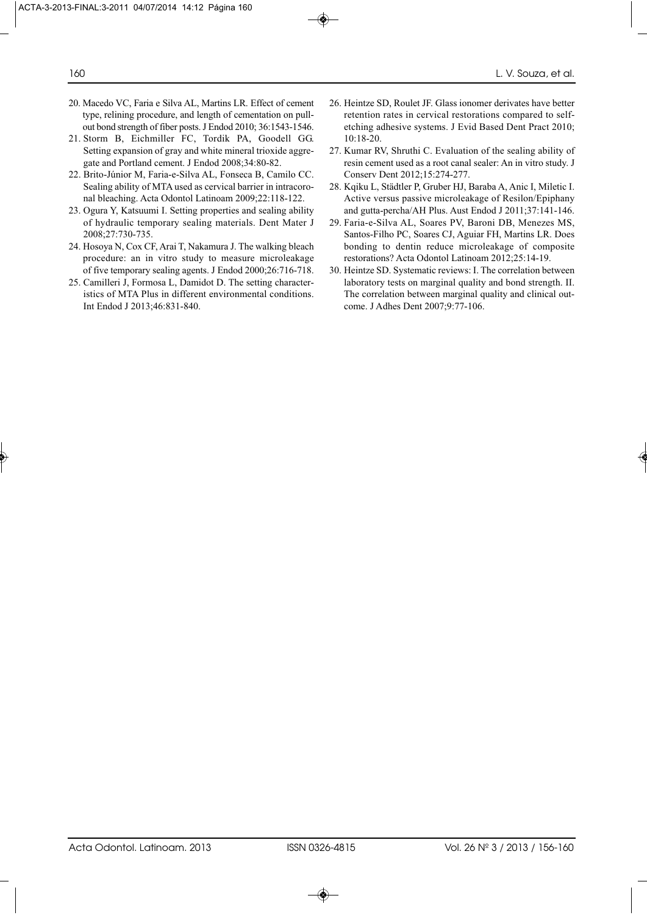20. Macedo VC, Faria e Silva AL, Martins LR. Effect of cement type, relining procedure, and length of cementation on pull-out bond strength of fiber posts. J Endod 2010; 36:1543-1546.
21. Storm B, Eichmiller FC, Tordik PA, Goodell GG. Setting expansion of gray and white mineral trioxide aggregate and Portland cement. J Endod 2008;34:80-82.
22. Brito-Júnior M, Faria-e-Silva AL, Fonseca B, Camilo CC. Sealing ability of MTA used as cervical barrier in intracoronal bleaching. Acta Odontol Latinoam 2009;22:118-122.
23. Ogura Y, Katsuumi I. Setting properties and sealing ability of hydraulic temporary sealing materials. Dent Mater J 2008;27:730-735.
24. Hosoya N, Cox CF, Arai T, Nakamura J. The walking bleach procedure: an in vitro study to measure microleakage of five temporary sealing agents. J Endod 2000;26:716-718.
25. Camilleri J, Formosa L, Damidot D. The setting characteristics of MTA Plus in different environmental conditions. Int Endod J 2013;46:831-840.
26. Heintze SD, Roulet JF. Glass ionomer derivates have better retention rates in cervical restorations compared to self-etching adhesive systems. J Evid Based Dent Pract 2010; 10:18-20.
27. Kumar RV, Shruthi C. Evaluation of the sealing ability of resin cement used as a root canal sealer: An in vitro study. J Conserv Dent 2012;15:274-277.
28. Kqiku L, Städtler P, Gruber HJ, Baraba A, Anic I, Miletic I. Active versus passive microleakage of Resilon/Epiphany and gutta-percha/AH Plus. Aust Endod J 2011;37:141-146.
29. Faria-e-Silva AL, Soares PV, Baroni DB, Menezes MS, Santos-Filho PC, Soares CJ, Aguiar FH, Martins LR. Does bonding to dentin reduce microleakage of composite restorations? Acta Odontol Latinoam 2012;25:14-19.
30. Heintze SD. Systematic reviews: I. The correlation between laboratory tests on marginal quality and bond strength. II. The correlation between marginal quality and clinical outcome. J Adhes Dent 2007;9:77-106.